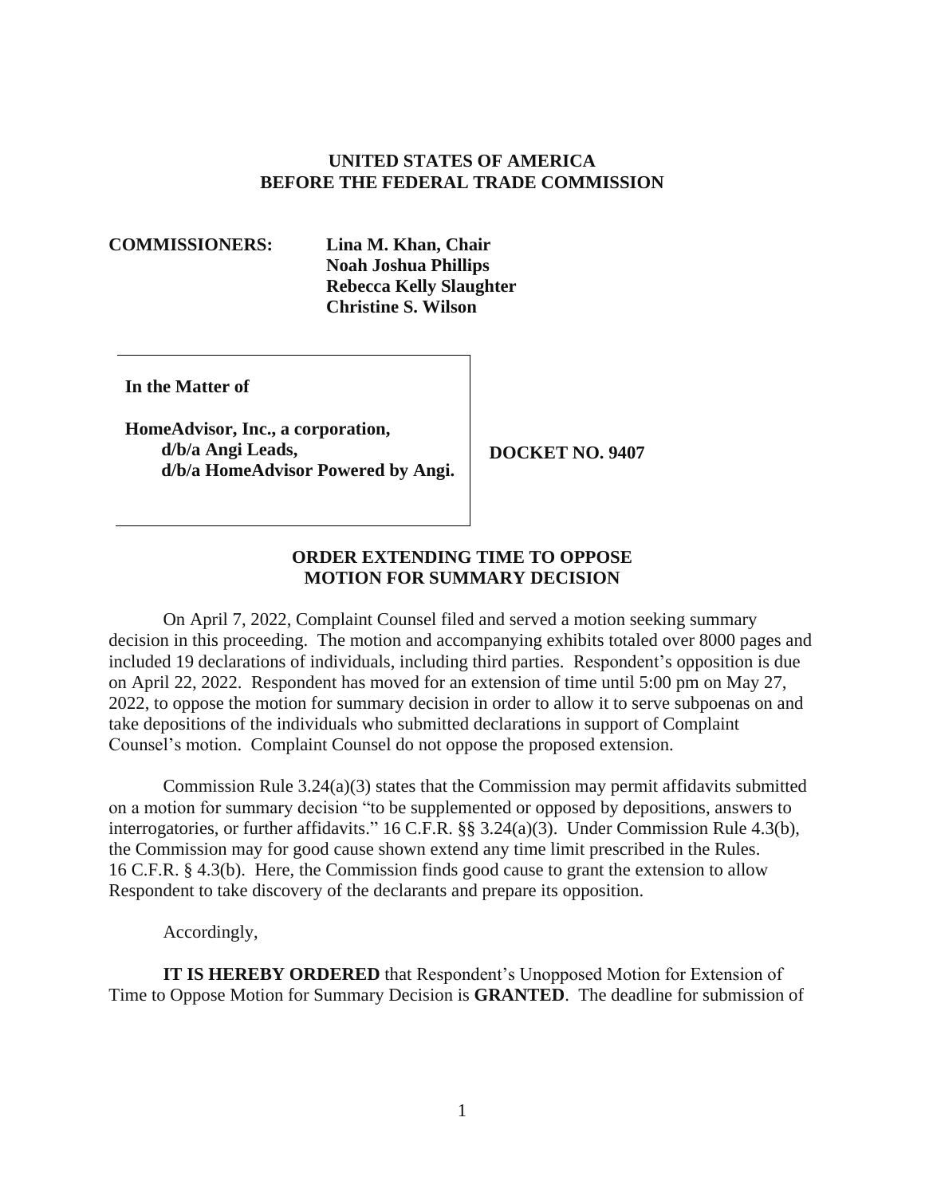**UNITED STATES OF AMERICA**
**BEFORE THE FEDERAL TRADE COMMISSION**

**COMMISSIONERS:** **Lina M. Khan, Chair**
**Noah Joshua Phillips**
**Rebecca Kelly Slaughter**
**Christine S. Wilson**

| | |
|---|---|
| **In the Matter of**<br><br>**HomeAdvisor, Inc., a corporation, d/b/a Angi Leads, d/b/a HomeAdvisor Powered by Angi.** | **DOCKET NO. 9407** |

**ORDER EXTENDING TIME TO OPPOSE MOTION FOR SUMMARY DECISION**

On April 7, 2022, Complaint Counsel filed and served a motion seeking summary decision in this proceeding. The motion and accompanying exhibits totaled over 8000 pages and included 19 declarations of individuals, including third parties. Respondent's opposition is due on April 22, 2022. Respondent has moved for an extension of time until 5:00 pm on May 27, 2022, to oppose the motion for summary decision in order to allow it to serve subpoenas on and take depositions of the individuals who submitted declarations in support of Complaint Counsel's motion. Complaint Counsel do not oppose the proposed extension.

Commission Rule 3.24(a)(3) states that the Commission may permit affidavits submitted on a motion for summary decision "to be supplemented or opposed by depositions, answers to interrogatories, or further affidavits." 16 C.F.R. §§ 3.24(a)(3). Under Commission Rule 4.3(b), the Commission may for good cause shown extend any time limit prescribed in the Rules. 16 C.F.R. § 4.3(b). Here, the Commission finds good cause to grant the extension to allow Respondent to take discovery of the declarants and prepare its opposition.

Accordingly,

**IT IS HEREBY ORDERED** that Respondent's Unopposed Motion for Extension of Time to Oppose Motion for Summary Decision is **GRANTED**. The deadline for submission of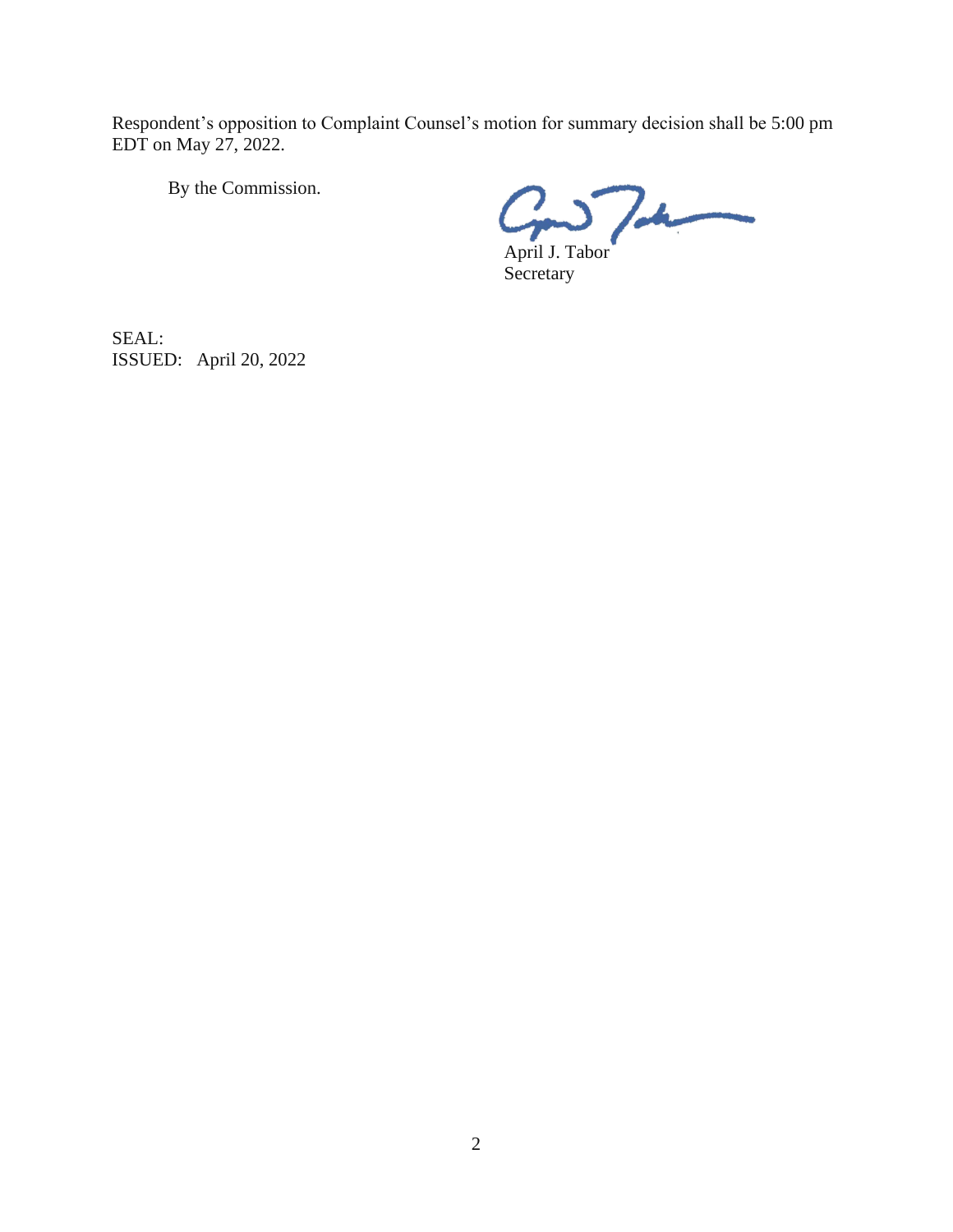Respondent's opposition to Complaint Counsel's motion for summary decision shall be 5:00 pm EDT on May 27, 2022.

By the Commission.

April J. Tabor
Secretary

SEAL:
ISSUED: April 20, 2022